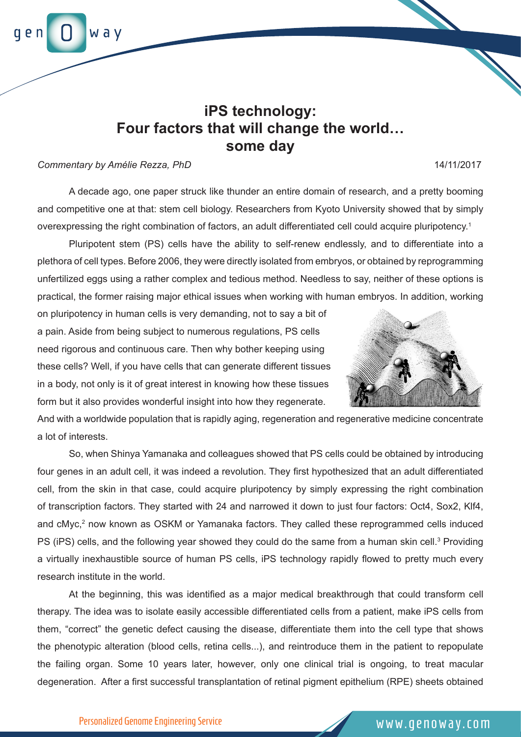# iPS technology: Four factors that will change the world… some day

*Commentary by Amélie Rezza, PhD*

14/11/2017

A decade ago, one paper struck like thunder an entire domain of research, and a pretty booming and competitive one at that: stem cell biology. Researchers from Kyoto University showed that by simply overexpressing the right combination of factors, an adult differentiated cell could acquire pluripotency.[1]

Pluripotent stem (PS) cells have the ability to self-renew endlessly, and to differentiate into a plethora of cell types. Before 2006, they were directly isolated from embryos, or obtained by reprogramming unfertilized eggs using a rather complex and tedious method. Needless to say, neither of these options is practical, the former raising major ethical issues when working with human embryos. In addition, working on pluripotency in human cells is very demanding, not to say a bit of a pain. Aside from being subject to numerous regulations, PS cells need rigorous and continuous care. Then why bother keeping using these cells? Well, if you have cells that can generate different tissues in a body, not only is it of great interest in knowing how these tissues form but it also provides wonderful insight into how they regenerate. And with a worldwide population that is rapidly aging, regeneration and regenerative medicine concentrate a lot of interests.

So, when Shinya Yamanaka and colleagues showed that PS cells could be obtained by introducing four genes in an adult cell, it was indeed a revolution. They first hypothesized that an adult differentiated cell, from the skin in that case, could acquire pluripotency by simply expressing the right combination of transcription factors. They started with 24 and narrowed it down to just four factors: Oct4, Sox2, Klf4, and cMyc,[2] now known as OSKM or Yamanaka factors. They called these reprogrammed cells induced PS (iPS) cells, and the following year showed they could do the same from a human skin cell.[3] Providing a virtually inexhaustible source of human PS cells, iPS technology rapidly flowed to pretty much every research institute in the world.

At the beginning, this was identified as a major medical breakthrough that could transform cell therapy. The idea was to isolate easily accessible differentiated cells from a patient, make iPS cells from them, "correct" the genetic defect causing the disease, differentiate them into the cell type that shows the phenotypic alteration (blood cells, retina cells...), and reintroduce them in the patient to repopulate the failing organ. Some 10 years later, however, only one clinical trial is ongoing, to treat macular degeneration. After a first successful transplantation of retinal pigment epithelium (RPE) sheets obtained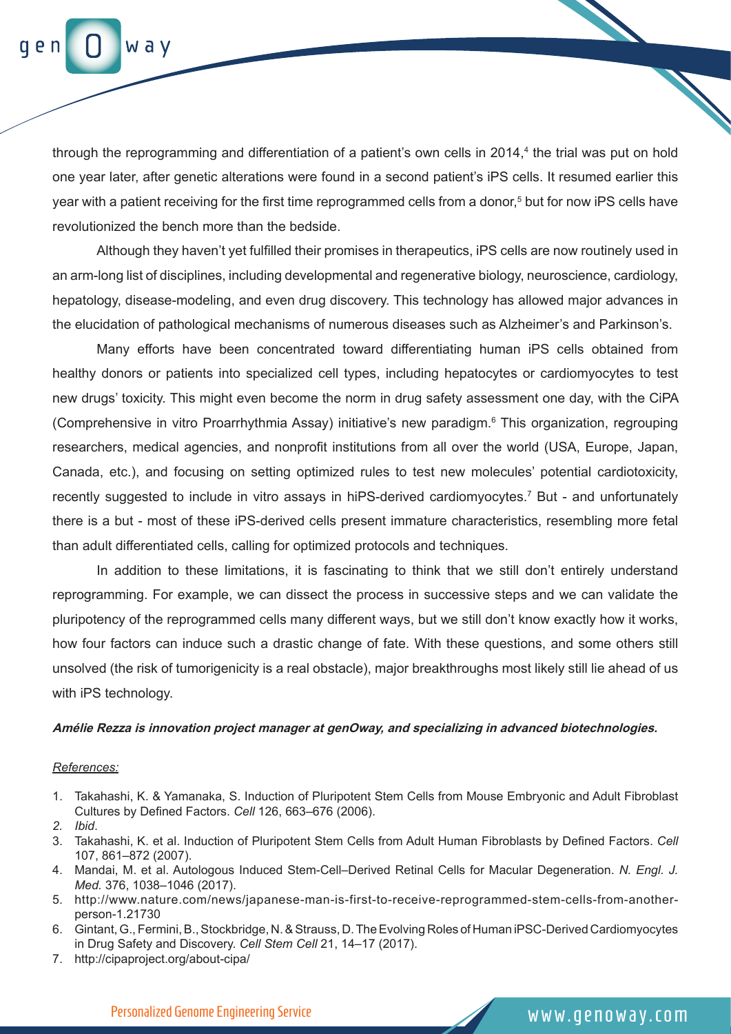through the reprogramming and differentiation of a patient's own cells in 2014,[4] the trial was put on hold one year later, after genetic alterations were found in a second patient's iPS cells. It resumed earlier this year with a patient receiving for the first time reprogrammed cells from a donor,[5] but for now iPS cells have revolutionized the bench more than the bedside.

Although they haven't yet fulfilled their promises in therapeutics, iPS cells are now routinely used in an arm-long list of disciplines, including developmental and regenerative biology, neuroscience, cardiology, hepatology, disease-modeling, and even drug discovery. This technology has allowed major advances in the elucidation of pathological mechanisms of numerous diseases such as Alzheimer's and Parkinson's.

Many efforts have been concentrated toward differentiating human iPS cells obtained from healthy donors or patients into specialized cell types, including hepatocytes or cardiomyocytes to test new drugs' toxicity. This might even become the norm in drug safety assessment one day, with the CiPA (Comprehensive in vitro Proarrhythmia Assay) initiative's new paradigm.[6] This organization, regrouping researchers, medical agencies, and nonprofit institutions from all over the world (USA, Europe, Japan, Canada, etc.), and focusing on setting optimized rules to test new molecules' potential cardiotoxicity, recently suggested to include in vitro assays in hiPS-derived cardiomyocytes.[7] But - and unfortunately there is a but - most of these iPS-derived cells present immature characteristics, resembling more fetal than adult differentiated cells, calling for optimized protocols and techniques.

In addition to these limitations, it is fascinating to think that we still don't entirely understand reprogramming. For example, we can dissect the process in successive steps and we can validate the pluripotency of the reprogrammed cells many different ways, but we still don't know exactly how it works, how four factors can induce such a drastic change of fate. With these questions, and some others still unsolved (the risk of tumorigenicity is a real obstacle), major breakthroughs most likely still lie ahead of us with iPS technology.

***Amélie Rezza is innovation project manager at genOway, and specializing in advanced biotechnologies.***

*References:*

1. Takahashi, K. & Yamanaka, S. Induction of Pluripotent Stem Cells from Mouse Embryonic and Adult Fibroblast Cultures by Defined Factors. *Cell* 126, 663–676 (2006).
2. *Ibid*.
3. Takahashi, K. et al. Induction of Pluripotent Stem Cells from Adult Human Fibroblasts by Defined Factors. *Cell* 107, 861–872 (2007).
4. Mandai, M. et al. Autologous Induced Stem-Cell–Derived Retinal Cells for Macular Degeneration. *N. Engl. J. Med.* 376, 1038–1046 (2017).
5. http://www.nature.com/news/japanese-man-is-first-to-receive-reprogrammed-stem-cells-from-another-person-1.21730
6. Gintant, G., Fermini, B., Stockbridge, N. & Strauss, D. The Evolving Roles of Human iPSC-Derived Cardiomyocytes in Drug Safety and Discovery. *Cell Stem Cell* 21, 14–17 (2017).
7. http://cipaproject.org/about-cipa/